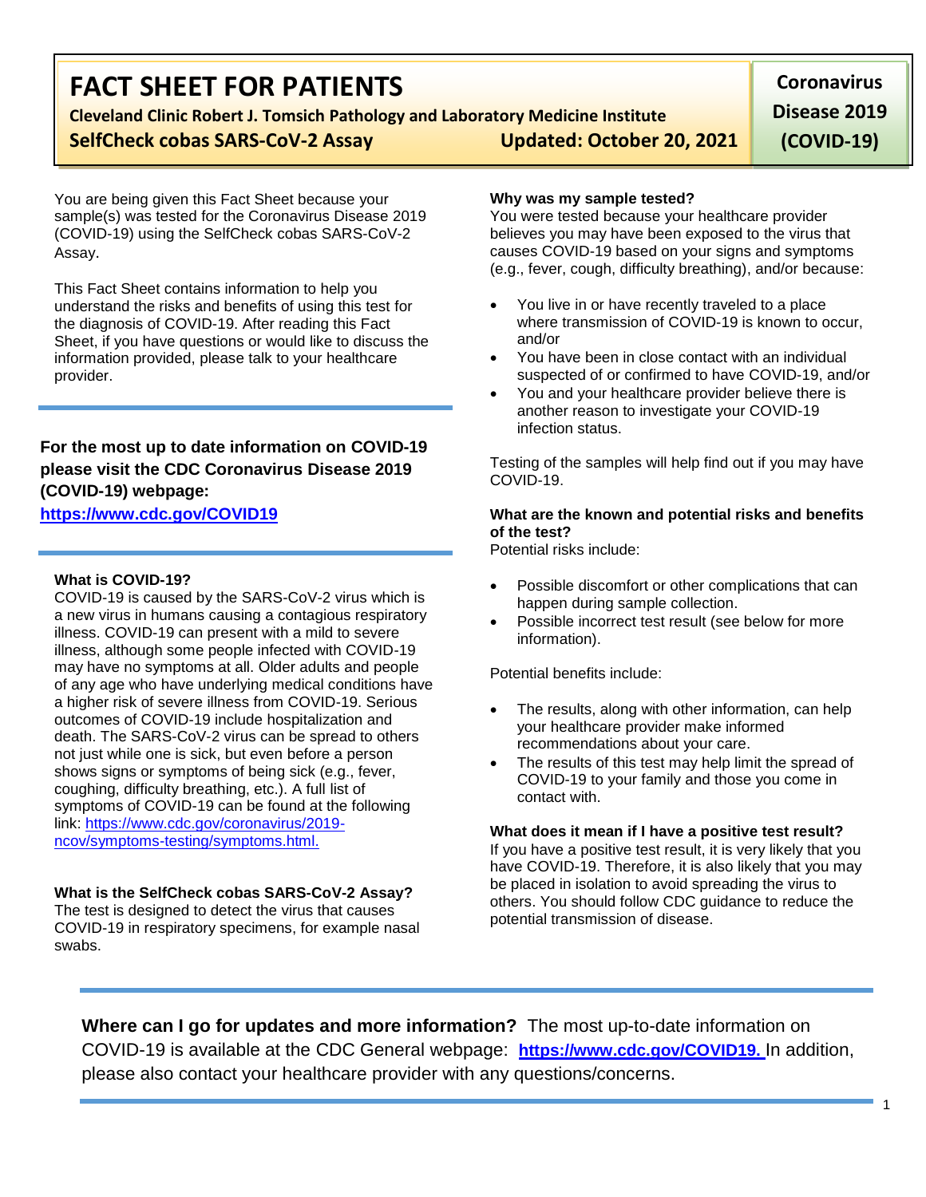# FACT SHEET FOR PATIENTS

**Cleveland Clinic Robert J. Tomsich Pathology and Laboratory Medicine Institute**

**SelfCheck cobas SARS-CoV-2 Assay** **Updated: October 20, 2021**

**Coronavirus Disease 2019 (COVID-19)**

You are being given this Fact Sheet because your sample(s) was tested for the Coronavirus Disease 2019 (COVID-19) using the SelfCheck cobas SARS-CoV-2 Assay.

This Fact Sheet contains information to help you understand the risks and benefits of using this test for the diagnosis of COVID-19. After reading this Fact Sheet, if you have questions or would like to discuss the information provided, please talk to your healthcare provider.

**For the most up to date information on COVID-19 please visit the CDC Coronavirus Disease 2019 (COVID-19) webpage:**

**https://www.cdc.gov/COVID19**

### What is COVID-19?

COVID-19 is caused by the SARS-CoV-2 virus which is a new virus in humans causing a contagious respiratory illness. COVID-19 can present with a mild to severe illness, although some people infected with COVID-19 may have no symptoms at all. Older adults and people of any age who have underlying medical conditions have a higher risk of severe illness from COVID-19. Serious outcomes of COVID-19 include hospitalization and death. The SARS-CoV-2 virus can be spread to others not just while one is sick, but even before a person shows signs or symptoms of being sick (e.g., fever, coughing, difficulty breathing, etc.). A full list of symptoms of COVID-19 can be found at the following link: https://www.cdc.gov/coronavirus/2019-ncov/symptoms-testing/symptoms.html.

### What is the SelfCheck cobas SARS-CoV-2 Assay?

The test is designed to detect the virus that causes COVID-19 in respiratory specimens, for example nasal swabs.

### Why was my sample tested?

You were tested because your healthcare provider believes you may have been exposed to the virus that causes COVID-19 based on your signs and symptoms (e.g., fever, cough, difficulty breathing), and/or because:

- You live in or have recently traveled to a place where transmission of COVID-19 is known to occur, and/or
- You have been in close contact with an individual suspected of or confirmed to have COVID-19, and/or
- You and your healthcare provider believe there is another reason to investigate your COVID-19 infection status.

Testing of the samples will help find out if you may have COVID-19.

### What are the known and potential risks and benefits of the test?

Potential risks include:

- Possible discomfort or other complications that can happen during sample collection.
- Possible incorrect test result (see below for more information).

Potential benefits include:

- The results, along with other information, can help your healthcare provider make informed recommendations about your care.
- The results of this test may help limit the spread of COVID-19 to your family and those you come in contact with.

### What does it mean if I have a positive test result?

If you have a positive test result, it is very likely that you have COVID-19. Therefore, it is also likely that you may be placed in isolation to avoid spreading the virus to others. You should follow CDC guidance to reduce the potential transmission of disease.

**Where can I go for updates and more information?** The most up-to-date information on COVID-19 is available at the CDC General webpage: **https://www.cdc.gov/COVID19.** In addition, please also contact your healthcare provider with any questions/concerns.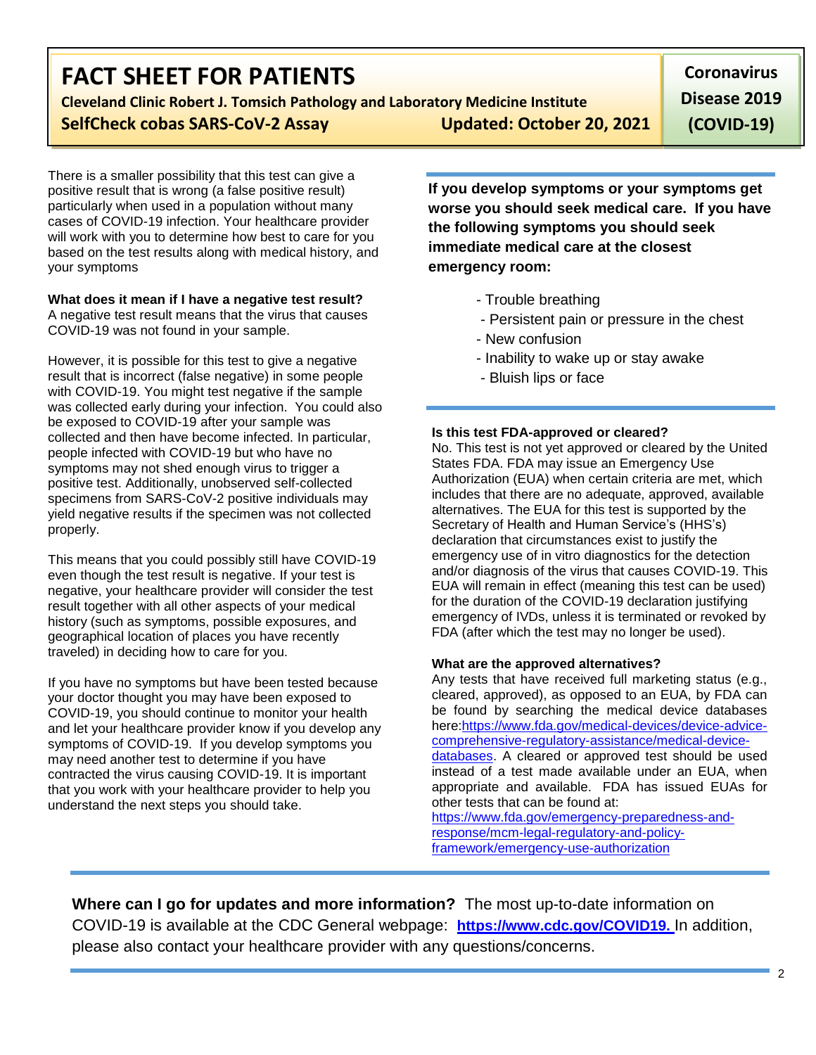# FACT SHEET FOR PATIENTS

**Cleveland Clinic Robert J. Tomsich Pathology and Laboratory Medicine Institute**

**SelfCheck cobas SARS-CoV-2 Assay** **Updated: October 20, 2021**

**Coronavirus Disease 2019 (COVID-19)**

There is a smaller possibility that this test can give a positive result that is wrong (a false positive result) particularly when used in a population without many cases of COVID-19 infection. Your healthcare provider will work with you to determine how best to care for you based on the test results along with medical history, and your symptoms

**What does it mean if I have a negative test result?**
A negative test result means that the virus that causes COVID-19 was not found in your sample.

However, it is possible for this test to give a negative result that is incorrect (false negative) in some people with COVID-19. You might test negative if the sample was collected early during your infection. You could also be exposed to COVID-19 after your sample was collected and then have become infected. In particular, people infected with COVID-19 but who have no symptoms may not shed enough virus to trigger a positive test. Additionally, unobserved self-collected specimens from SARS-CoV-2 positive individuals may yield negative results if the specimen was not collected properly.

This means that you could possibly still have COVID-19 even though the test result is negative. If your test is negative, your healthcare provider will consider the test result together with all other aspects of your medical history (such as symptoms, possible exposures, and geographical location of places you have recently traveled) in deciding how to care for you.

If you have no symptoms but have been tested because your doctor thought you may have been exposed to COVID-19, you should continue to monitor your health and let your healthcare provider know if you develop any symptoms of COVID-19. If you develop symptoms you may need another test to determine if you have contracted the virus causing COVID-19. It is important that you work with your healthcare provider to help you understand the next steps you should take.

**If you develop symptoms or your symptoms get worse you should seek medical care. If you have the following symptoms you should seek immediate medical care at the closest emergency room:**

- Trouble breathing
- Persistent pain or pressure in the chest
- New confusion
- Inability to wake up or stay awake
- Bluish lips or face

**Is this test FDA-approved or cleared?**
No. This test is not yet approved or cleared by the United States FDA. FDA may issue an Emergency Use Authorization (EUA) when certain criteria are met, which includes that there are no adequate, approved, available alternatives. The EUA for this test is supported by the Secretary of Health and Human Service's (HHS's) declaration that circumstances exist to justify the emergency use of in vitro diagnostics for the detection and/or diagnosis of the virus that causes COVID-19. This EUA will remain in effect (meaning this test can be used) for the duration of the COVID-19 declaration justifying emergency of IVDs, unless it is terminated or revoked by FDA (after which the test may no longer be used).

**What are the approved alternatives?**
Any tests that have received full marketing status (e.g., cleared, approved), as opposed to an EUA, by FDA can be found by searching the medical device databases here:https://www.fda.gov/medical-devices/device-advice-comprehensive-regulatory-assistance/medical-device-databases. A cleared or approved test should be used instead of a test made available under an EUA, when appropriate and available. FDA has issued EUAs for other tests that can be found at: https://www.fda.gov/emergency-preparedness-and-response/mcm-legal-regulatory-and-policy-framework/emergency-use-authorization

**Where can I go for updates and more information?** The most up-to-date information on COVID-19 is available at the CDC General webpage: **https://www.cdc.gov/COVID19.** In addition, please also contact your healthcare provider with any questions/concerns.